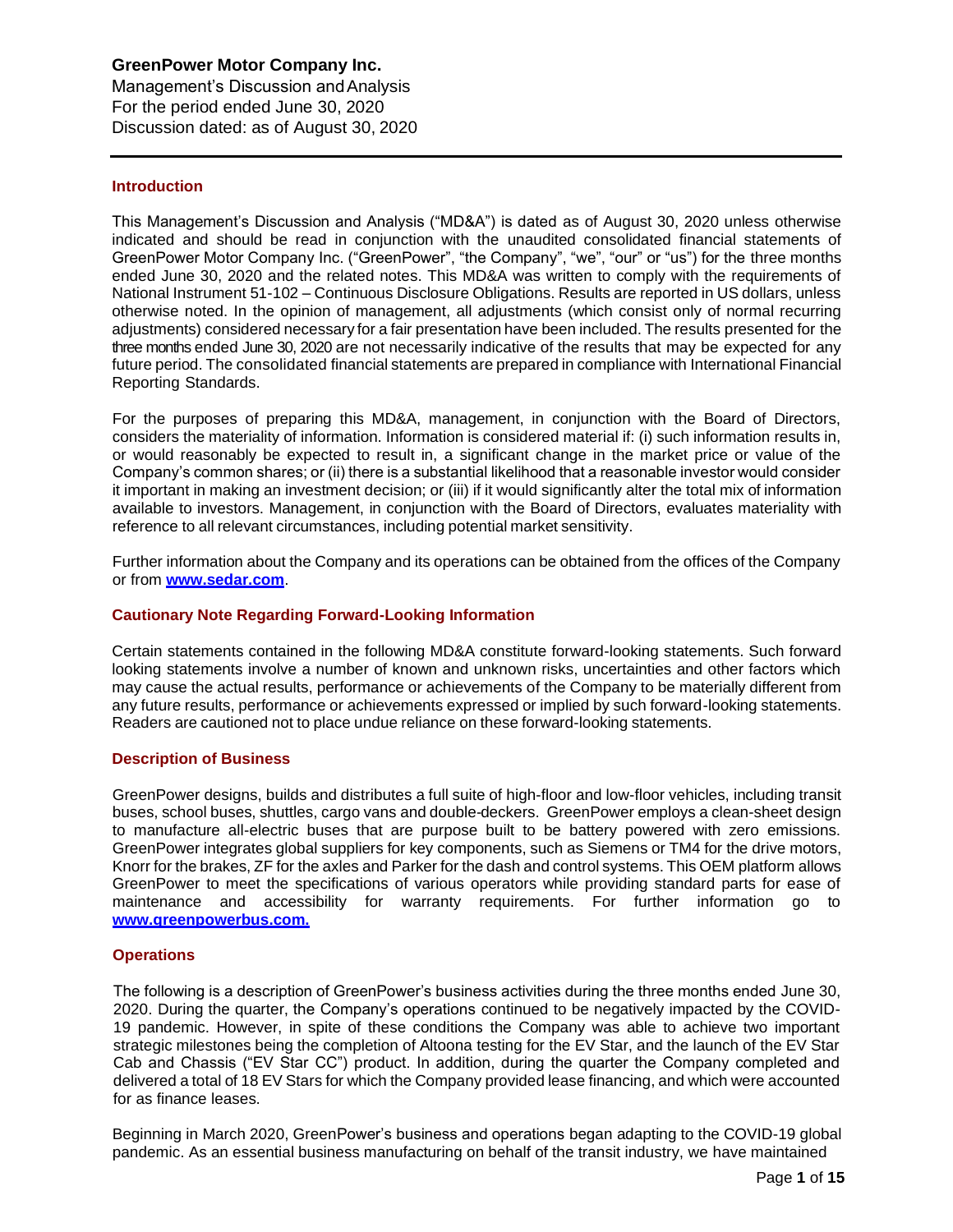**GreenPower Motor Company Inc.**
Management's Discussion and Analysis
For the period ended June 30, 2020
Discussion dated: as of August 30, 2020

---

## Introduction

This Management's Discussion and Analysis ("MD&A") is dated as of August 30, 2020 unless otherwise indicated and should be read in conjunction with the unaudited consolidated financial statements of GreenPower Motor Company Inc. ("GreenPower", "the Company", "we", "our" or "us") for the three months ended June 30, 2020 and the related notes. This MD&A was written to comply with the requirements of National Instrument 51-102 – Continuous Disclosure Obligations. Results are reported in US dollars, unless otherwise noted. In the opinion of management, all adjustments (which consist only of normal recurring adjustments) considered necessary for a fair presentation have been included. The results presented for the three months ended June 30, 2020 are not necessarily indicative of the results that may be expected for any future period. The consolidated financial statements are prepared in compliance with International Financial Reporting Standards.

For the purposes of preparing this MD&A, management, in conjunction with the Board of Directors, considers the materiality of information. Information is considered material if: (i) such information results in, or would reasonably be expected to result in, a significant change in the market price or value of the Company's common shares; or (ii) there is a substantial likelihood that a reasonable investor would consider it important in making an investment decision; or (iii) if it would significantly alter the total mix of information available to investors. Management, in conjunction with the Board of Directors, evaluates materiality with reference to all relevant circumstances, including potential market sensitivity.

Further information about the Company and its operations can be obtained from the offices of the Company or from **www.sedar.com**.

## Cautionary Note Regarding Forward-Looking Information

Certain statements contained in the following MD&A constitute forward-looking statements. Such forward looking statements involve a number of known and unknown risks, uncertainties and other factors which may cause the actual results, performance or achievements of the Company to be materially different from any future results, performance or achievements expressed or implied by such forward-looking statements. Readers are cautioned not to place undue reliance on these forward-looking statements.

## Description of Business

GreenPower designs, builds and distributes a full suite of high-floor and low-floor vehicles, including transit buses, school buses, shuttles, cargo vans and double-deckers. GreenPower employs a clean-sheet design to manufacture all-electric buses that are purpose built to be battery powered with zero emissions. GreenPower integrates global suppliers for key components, such as Siemens or TM4 for the drive motors, Knorr for the brakes, ZF for the axles and Parker for the dash and control systems. This OEM platform allows GreenPower to meet the specifications of various operators while providing standard parts for ease of maintenance and accessibility for warranty requirements. For further information go to **www.greenpowerbus.com.**

## Operations

The following is a description of GreenPower's business activities during the three months ended June 30, 2020. During the quarter, the Company's operations continued to be negatively impacted by the COVID-19 pandemic. However, in spite of these conditions the Company was able to achieve two important strategic milestones being the completion of Altoona testing for the EV Star, and the launch of the EV Star Cab and Chassis ("EV Star CC") product. In addition, during the quarter the Company completed and delivered a total of 18 EV Stars for which the Company provided lease financing, and which were accounted for as finance leases.

Beginning in March 2020, GreenPower's business and operations began adapting to the COVID-19 global pandemic. As an essential business manufacturing on behalf of the transit industry, we have maintained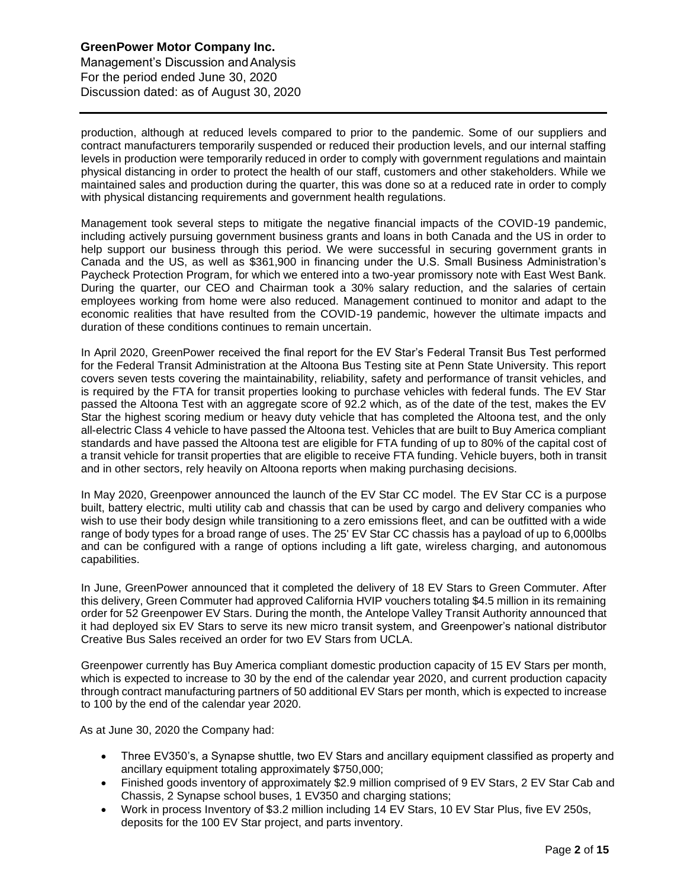production, although at reduced levels compared to prior to the pandemic. Some of our suppliers and contract manufacturers temporarily suspended or reduced their production levels, and our internal staffing levels in production were temporarily reduced in order to comply with government regulations and maintain physical distancing in order to protect the health of our staff, customers and other stakeholders. While we maintained sales and production during the quarter, this was done so at a reduced rate in order to comply with physical distancing requirements and government health regulations.

Management took several steps to mitigate the negative financial impacts of the COVID-19 pandemic, including actively pursuing government business grants and loans in both Canada and the US in order to help support our business through this period. We were successful in securing government grants in Canada and the US, as well as $361,900 in financing under the U.S. Small Business Administration's Paycheck Protection Program, for which we entered into a two-year promissory note with East West Bank. During the quarter, our CEO and Chairman took a 30% salary reduction, and the salaries of certain employees working from home were also reduced. Management continued to monitor and adapt to the economic realities that have resulted from the COVID-19 pandemic, however the ultimate impacts and duration of these conditions continues to remain uncertain.

In April 2020, GreenPower received the final report for the EV Star's Federal Transit Bus Test performed for the Federal Transit Administration at the Altoona Bus Testing site at Penn State University. This report covers seven tests covering the maintainability, reliability, safety and performance of transit vehicles, and is required by the FTA for transit properties looking to purchase vehicles with federal funds. The EV Star passed the Altoona Test with an aggregate score of 92.2 which, as of the date of the test, makes the EV Star the highest scoring medium or heavy duty vehicle that has completed the Altoona test, and the only all-electric Class 4 vehicle to have passed the Altoona test. Vehicles that are built to Buy America compliant standards and have passed the Altoona test are eligible for FTA funding of up to 80% of the capital cost of a transit vehicle for transit properties that are eligible to receive FTA funding. Vehicle buyers, both in transit and in other sectors, rely heavily on Altoona reports when making purchasing decisions.

In May 2020, Greenpower announced the launch of the EV Star CC model. The EV Star CC is a purpose built, battery electric, multi utility cab and chassis that can be used by cargo and delivery companies who wish to use their body design while transitioning to a zero emissions fleet, and can be outfitted with a wide range of body types for a broad range of uses. The 25' EV Star CC chassis has a payload of up to 6,000lbs and can be configured with a range of options including a lift gate, wireless charging, and autonomous capabilities.

In June, GreenPower announced that it completed the delivery of 18 EV Stars to Green Commuter. After this delivery, Green Commuter had approved California HVIP vouchers totaling $4.5 million in its remaining order for 52 Greenpower EV Stars. During the month, the Antelope Valley Transit Authority announced that it had deployed six EV Stars to serve its new micro transit system, and Greenpower's national distributor Creative Bus Sales received an order for two EV Stars from UCLA.

Greenpower currently has Buy America compliant domestic production capacity of 15 EV Stars per month, which is expected to increase to 30 by the end of the calendar year 2020, and current production capacity through contract manufacturing partners of 50 additional EV Stars per month, which is expected to increase to 100 by the end of the calendar year 2020.

As at June 30, 2020 the Company had:

- Three EV350's, a Synapse shuttle, two EV Stars and ancillary equipment classified as property and ancillary equipment totaling approximately $750,000;
- Finished goods inventory of approximately $2.9 million comprised of 9 EV Stars, 2 EV Star Cab and Chassis, 2 Synapse school buses, 1 EV350 and charging stations;
- Work in process Inventory of $3.2 million including 14 EV Stars, 10 EV Star Plus, five EV 250s, deposits for the 100 EV Star project, and parts inventory.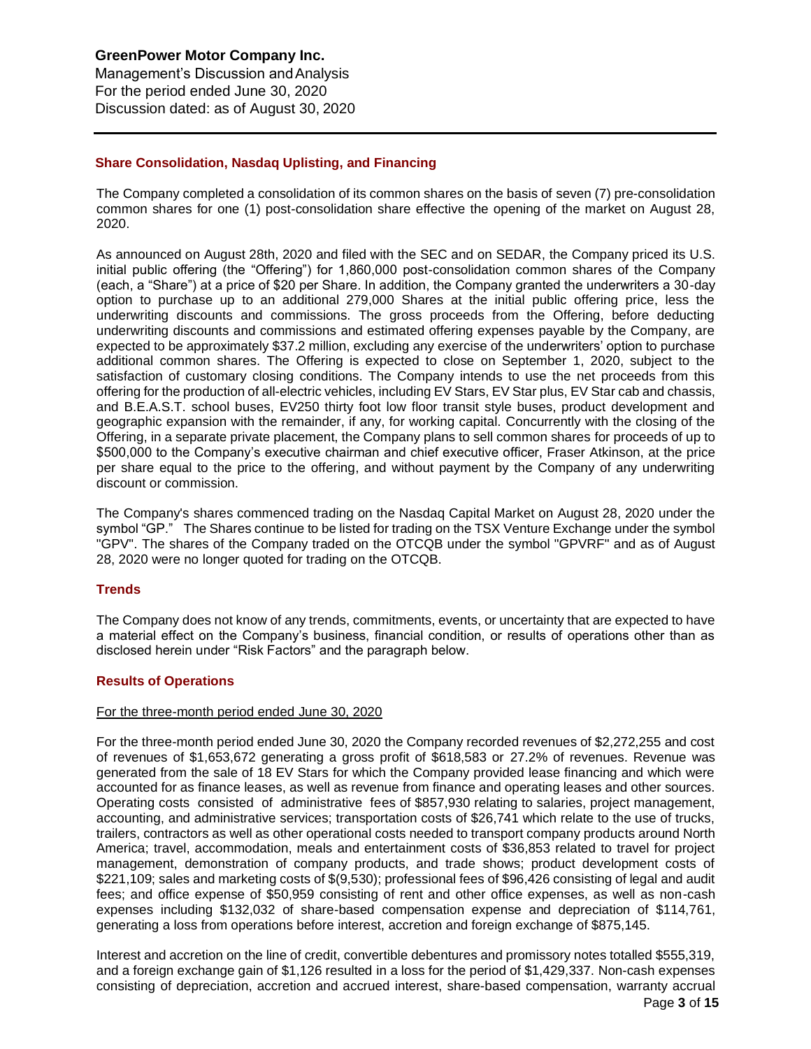## Share Consolidation, Nasdaq Uplisting, and Financing

The Company completed a consolidation of its common shares on the basis of seven (7) pre-consolidation common shares for one (1) post-consolidation share effective the opening of the market on August 28, 2020.

As announced on August 28th, 2020 and filed with the SEC and on SEDAR, the Company priced its U.S. initial public offering (the "Offering") for 1,860,000 post-consolidation common shares of the Company (each, a "Share") at a price of $20 per Share. In addition, the Company granted the underwriters a 30-day option to purchase up to an additional 279,000 Shares at the initial public offering price, less the underwriting discounts and commissions. The gross proceeds from the Offering, before deducting underwriting discounts and commissions and estimated offering expenses payable by the Company, are expected to be approximately $37.2 million, excluding any exercise of the underwriters' option to purchase additional common shares. The Offering is expected to close on September 1, 2020, subject to the satisfaction of customary closing conditions. The Company intends to use the net proceeds from this offering for the production of all-electric vehicles, including EV Stars, EV Star plus, EV Star cab and chassis, and B.E.A.S.T. school buses, EV250 thirty foot low floor transit style buses, product development and geographic expansion with the remainder, if any, for working capital. Concurrently with the closing of the Offering, in a separate private placement, the Company plans to sell common shares for proceeds of up to $500,000 to the Company's executive chairman and chief executive officer, Fraser Atkinson, at the price per share equal to the price to the offering, and without payment by the Company of any underwriting discount or commission.

The Company's shares commenced trading on the Nasdaq Capital Market on August 28, 2020 under the symbol "GP." The Shares continue to be listed for trading on the TSX Venture Exchange under the symbol "GPV". The shares of the Company traded on the OTCQB under the symbol "GPVRF" and as of August 28, 2020 were no longer quoted for trading on the OTCQB.

## Trends

The Company does not know of any trends, commitments, events, or uncertainty that are expected to have a material effect on the Company's business, financial condition, or results of operations other than as disclosed herein under "Risk Factors" and the paragraph below.

## Results of Operations

For the three-month period ended June 30, 2020

For the three-month period ended June 30, 2020 the Company recorded revenues of $2,272,255 and cost of revenues of $1,653,672 generating a gross profit of $618,583 or 27.2% of revenues. Revenue was generated from the sale of 18 EV Stars for which the Company provided lease financing and which were accounted for as finance leases, as well as revenue from finance and operating leases and other sources. Operating costs consisted of administrative fees of $857,930 relating to salaries, project management, accounting, and administrative services; transportation costs of $26,741 which relate to the use of trucks, trailers, contractors as well as other operational costs needed to transport company products around North America; travel, accommodation, meals and entertainment costs of $36,853 related to travel for project management, demonstration of company products, and trade shows; product development costs of $221,109; sales and marketing costs of $(9,530); professional fees of $96,426 consisting of legal and audit fees; and office expense of $50,959 consisting of rent and other office expenses, as well as non-cash expenses including $132,032 of share-based compensation expense and depreciation of $114,761, generating a loss from operations before interest, accretion and foreign exchange of $875,145.

Interest and accretion on the line of credit, convertible debentures and promissory notes totalled $555,319, and a foreign exchange gain of $1,126 resulted in a loss for the period of $1,429,337. Non-cash expenses consisting of depreciation, accretion and accrued interest, share-based compensation, warranty accrual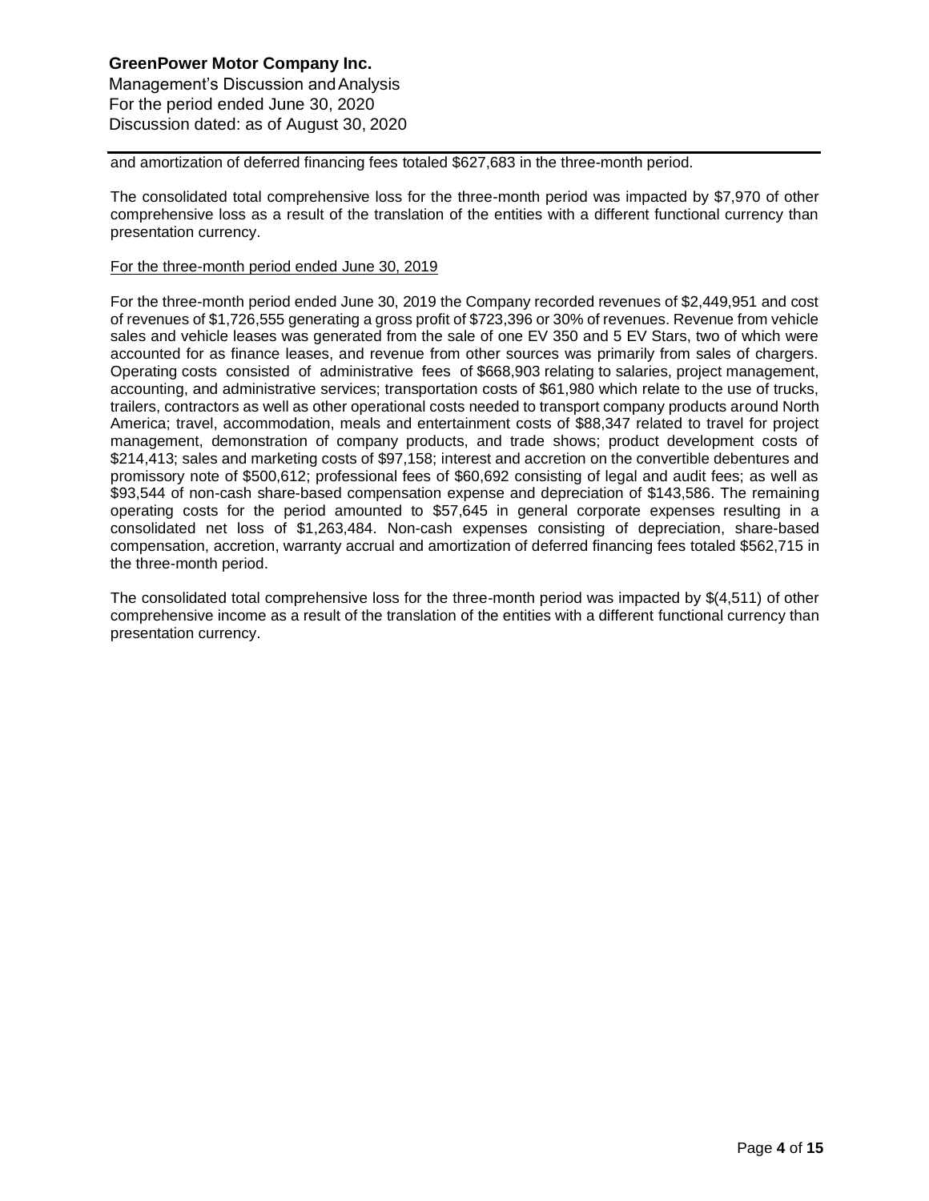and amortization of deferred financing fees totaled $627,683 in the three-month period.

The consolidated total comprehensive loss for the three-month period was impacted by $7,970 of other comprehensive loss as a result of the translation of the entities with a different functional currency than presentation currency.

For the three-month period ended June 30, 2019

For the three-month period ended June 30, 2019 the Company recorded revenues of $2,449,951 and cost of revenues of $1,726,555 generating a gross profit of $723,396 or 30% of revenues. Revenue from vehicle sales and vehicle leases was generated from the sale of one EV 350 and 5 EV Stars, two of which were accounted for as finance leases, and revenue from other sources was primarily from sales of chargers. Operating costs consisted of administrative fees of $668,903 relating to salaries, project management, accounting, and administrative services; transportation costs of $61,980 which relate to the use of trucks, trailers, contractors as well as other operational costs needed to transport company products around North America; travel, accommodation, meals and entertainment costs of $88,347 related to travel for project management, demonstration of company products, and trade shows; product development costs of $214,413; sales and marketing costs of $97,158; interest and accretion on the convertible debentures and promissory note of $500,612; professional fees of $60,692 consisting of legal and audit fees; as well as $93,544 of non-cash share-based compensation expense and depreciation of $143,586. The remaining operating costs for the period amounted to $57,645 in general corporate expenses resulting in a consolidated net loss of $1,263,484. Non-cash expenses consisting of depreciation, share-based compensation, accretion, warranty accrual and amortization of deferred financing fees totaled $562,715 in the three-month period.

The consolidated total comprehensive loss for the three-month period was impacted by $(4,511) of other comprehensive income as a result of the translation of the entities with a different functional currency than presentation currency.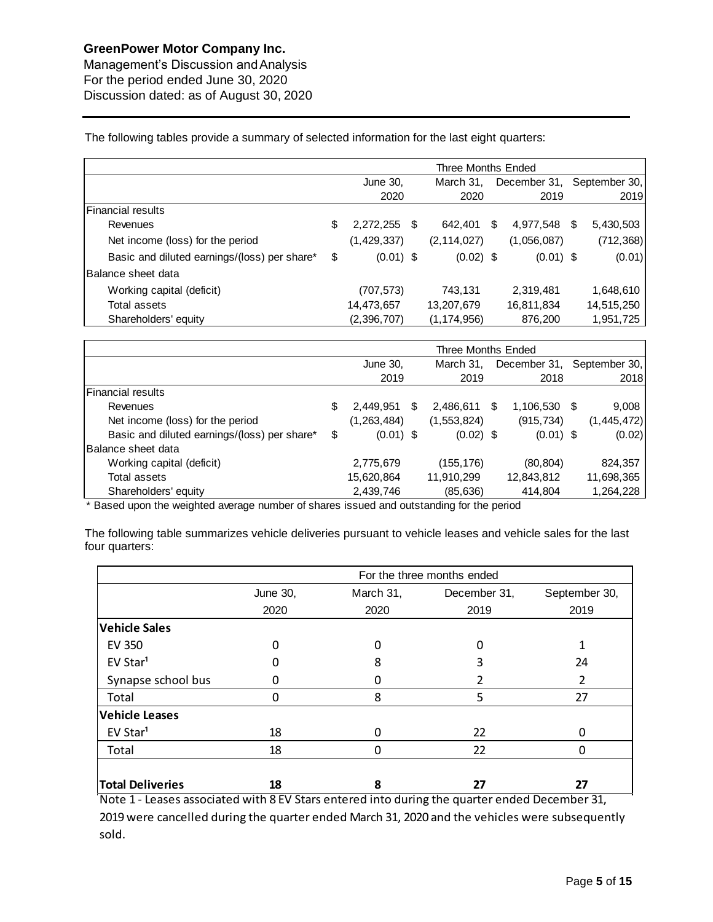The following tables provide a summary of selected information for the last eight quarters:

| | Three Months Ended | | | |
|---|---|---|---|---|
| | June 30, 2020 | March 31, 2020 | December 31, 2019 | September 30, 2019 |
| **Financial results** | | | | |
| Revenues | $ 2,272,255 | $ 642,401 | $ 4,977,548 | $ 5,430,503 |
| Net income (loss) for the period | (1,429,337) | (2,114,027) | (1,056,087) | (712,368) |
| Basic and diluted earnings/(loss) per share* | $ (0.01) | $ (0.02) | $ (0.01) | $ (0.01) |
| **Balance sheet data** | | | | |
| Working capital (deficit) | (707,573) | 743,131 | 2,319,481 | 1,648,610 |
| Total assets | 14,473,657 | 13,207,679 | 16,811,834 | 14,515,250 |
| Shareholders' equity | (2,396,707) | (1,174,956) | 876,200 | 1,951,725 |

| | Three Months Ended | | | |
|---|---|---|---|---|
| | June 30, 2019 | March 31, 2019 | December 31, 2018 | September 30, 2018 |
| **Financial results** | | | | |
| Revenues | $ 2,449,951 | $ 2,486,611 | $ 1,106,530 | $ 9,008 |
| Net income (loss) for the period | (1,263,484) | (1,553,824) | (915,734) | (1,445,472) |
| Basic and diluted earnings/(loss) per share* | $ (0.01) | $ (0.02) | $ (0.01) | $ (0.02) |
| **Balance sheet data** | | | | |
| Working capital (deficit) | 2,775,679 | (155,176) | (80,804) | 824,357 |
| Total assets | 15,620,864 | 11,910,299 | 12,843,812 | 11,698,365 |
| Shareholders' equity | 2,439,746 | (85,636) | 414,804 | 1,264,228 |

\* Based upon the weighted average number of shares issued and outstanding for the period

The following table summarizes vehicle deliveries pursuant to vehicle leases and vehicle sales for the last four quarters:

| | For the three months ended | | | |
|---|---|---|---|---|
| | June 30, 2020 | March 31, 2020 | December 31, 2019 | September 30, 2019 |
| **Vehicle Sales** | | | | |
| EV 350 | 0 | 0 | 0 | 1 |
| EV Star[1] | 0 | 8 | 3 | 24 |
| Synapse school bus | 0 | 0 | 2 | 2 |
| Total | 0 | 8 | 5 | 27 |
| **Vehicle Leases** | | | | |
| EV Star[1] | 18 | 0 | 22 | 0 |
| Total | 18 | 0 | 22 | 0 |
| **Total Deliveries** | **18** | **8** | **27** | **27** |

Note 1 - Leases associated with 8 EV Stars entered into during the quarter ended December 31, 2019 were cancelled during the quarter ended March 31, 2020 and the vehicles were subsequently sold.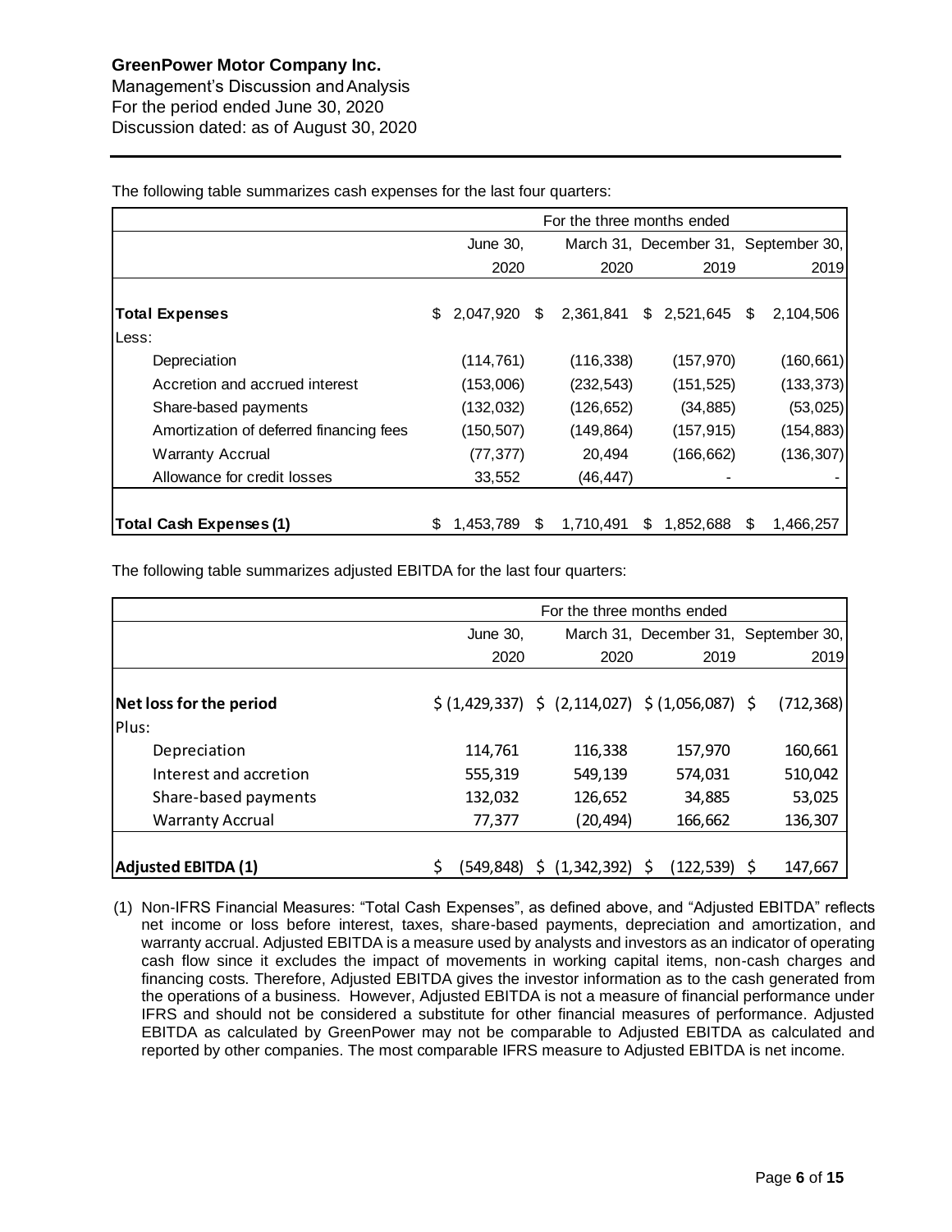The following table summarizes cash expenses for the last four quarters:

| | For the three months ended | | | |
|---|---|---|---|---|
| | June 30, 2020 | March 31, 2020 | December 31, 2019 | September 30, 2019 |
| **Total Expenses** | $ 2,047,920 | $ 2,361,841 | $ 2,521,645 | $ 2,104,506 |
| Less: | | | | |
| Depreciation | (114,761) | (116,338) | (157,970) | (160,661) |
| Accretion and accrued interest | (153,006) | (232,543) | (151,525) | (133,373) |
| Share-based payments | (132,032) | (126,652) | (34,885) | (53,025) |
| Amortization of deferred financing fees | (150,507) | (149,864) | (157,915) | (154,883) |
| Warranty Accrual | (77,377) | 20,494 | (166,662) | (136,307) |
| Allowance for credit losses | 33,552 | (46,447) | - | - |
| **Total Cash Expenses (1)** | $ 1,453,789 | $ 1,710,491 | $ 1,852,688 | $ 1,466,257 |

The following table summarizes adjusted EBITDA for the last four quarters:

| | For the three months ended | | | |
|---|---|---|---|---|
| | June 30, 2020 | March 31, 2020 | December 31, 2019 | September 30, 2019 |
| **Net loss for the period** | $ (1,429,337) | $ (2,114,027) | $ (1,056,087) | $ (712,368) |
| Plus: | | | | |
| Depreciation | 114,761 | 116,338 | 157,970 | 160,661 |
| Interest and accretion | 555,319 | 549,139 | 574,031 | 510,042 |
| Share-based payments | 132,032 | 126,652 | 34,885 | 53,025 |
| Warranty Accrual | 77,377 | (20,494) | 166,662 | 136,307 |
| **Adjusted EBITDA (1)** | $ (549,848) | $ (1,342,392) | $ (122,539) | $ 147,667 |

(1) Non-IFRS Financial Measures: "Total Cash Expenses", as defined above, and "Adjusted EBITDA" reflects net income or loss before interest, taxes, share-based payments, depreciation and amortization, and warranty accrual. Adjusted EBITDA is a measure used by analysts and investors as an indicator of operating cash flow since it excludes the impact of movements in working capital items, non-cash charges and financing costs. Therefore, Adjusted EBITDA gives the investor information as to the cash generated from the operations of a business. However, Adjusted EBITDA is not a measure of financial performance under IFRS and should not be considered a substitute for other financial measures of performance. Adjusted EBITDA as calculated by GreenPower may not be comparable to Adjusted EBITDA as calculated and reported by other companies. The most comparable IFRS measure to Adjusted EBITDA is net income.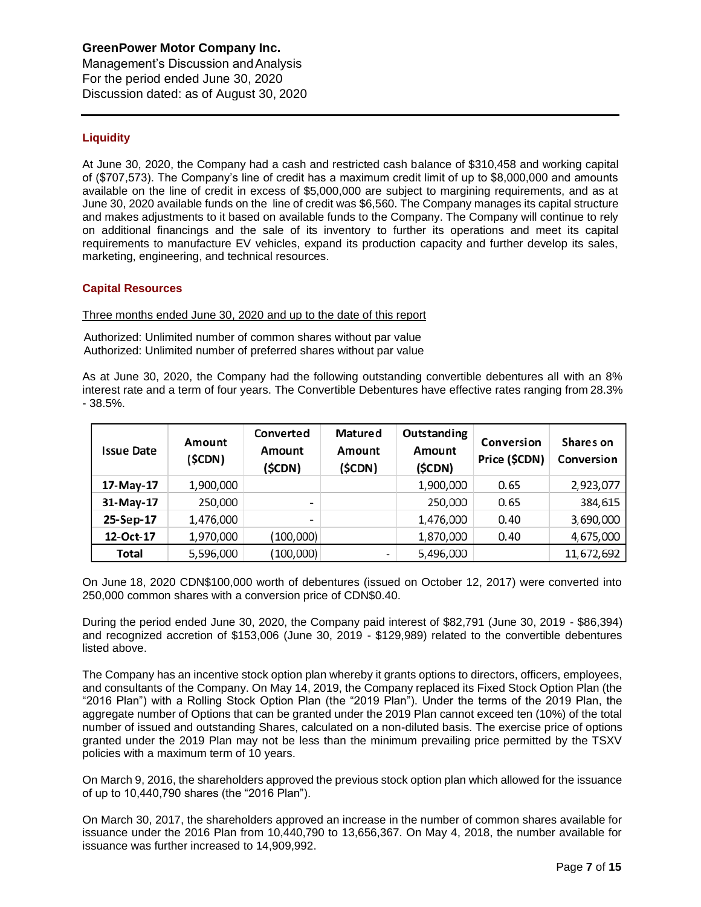## Liquidity

At June 30, 2020, the Company had a cash and restricted cash balance of $310,458 and working capital of ($707,573). The Company's line of credit has a maximum credit limit of up to $8,000,000 and amounts available on the line of credit in excess of $5,000,000 are subject to margining requirements, and as at June 30, 2020 available funds on the line of credit was $6,560. The Company manages its capital structure and makes adjustments to it based on available funds to the Company. The Company will continue to rely on additional financings and the sale of its inventory to further its operations and meet its capital requirements to manufacture EV vehicles, expand its production capacity and further develop its sales, marketing, engineering, and technical resources.

## Capital Resources

Three months ended June 30, 2020 and up to the date of this report

Authorized: Unlimited number of common shares without par value
Authorized: Unlimited number of preferred shares without par value

As at June 30, 2020, the Company had the following outstanding convertible debentures all with an 8% interest rate and a term of four years. The Convertible Debentures have effective rates ranging from 28.3% - 38.5%.

| Issue Date | Amount (\$CDN) | Converted Amount (\$CDN) | Matured Amount (\$CDN) | Outstanding Amount (\$CDN) | Conversion Price (\$CDN) | Shares on Conversion |
|---|---|---|---|---|---|---|
| 17-May-17 | 1,900,000 | | | 1,900,000 | 0.65 | 2,923,077 |
| 31-May-17 | 250,000 | - | | 250,000 | 0.65 | 384,615 |
| 25-Sep-17 | 1,476,000 | - | | 1,476,000 | 0.40 | 3,690,000 |
| 12-Oct-17 | 1,970,000 | (100,000) | | 1,870,000 | 0.40 | 4,675,000 |
| **Total** | 5,596,000 | (100,000) | - | 5,496,000 | | 11,672,692 |

On June 18, 2020 CDN$100,000 worth of debentures (issued on October 12, 2017) were converted into 250,000 common shares with a conversion price of CDN$0.40.

During the period ended June 30, 2020, the Company paid interest of $82,791 (June 30, 2019 - $86,394) and recognized accretion of $153,006 (June 30, 2019 - $129,989) related to the convertible debentures listed above.

The Company has an incentive stock option plan whereby it grants options to directors, officers, employees, and consultants of the Company. On May 14, 2019, the Company replaced its Fixed Stock Option Plan (the "2016 Plan") with a Rolling Stock Option Plan (the "2019 Plan"). Under the terms of the 2019 Plan, the aggregate number of Options that can be granted under the 2019 Plan cannot exceed ten (10%) of the total number of issued and outstanding Shares, calculated on a non-diluted basis. The exercise price of options granted under the 2019 Plan may not be less than the minimum prevailing price permitted by the TSXV policies with a maximum term of 10 years.

On March 9, 2016, the shareholders approved the previous stock option plan which allowed for the issuance of up to 10,440,790 shares (the "2016 Plan").

On March 30, 2017, the shareholders approved an increase in the number of common shares available for issuance under the 2016 Plan from 10,440,790 to 13,656,367. On May 4, 2018, the number available for issuance was further increased to 14,909,992.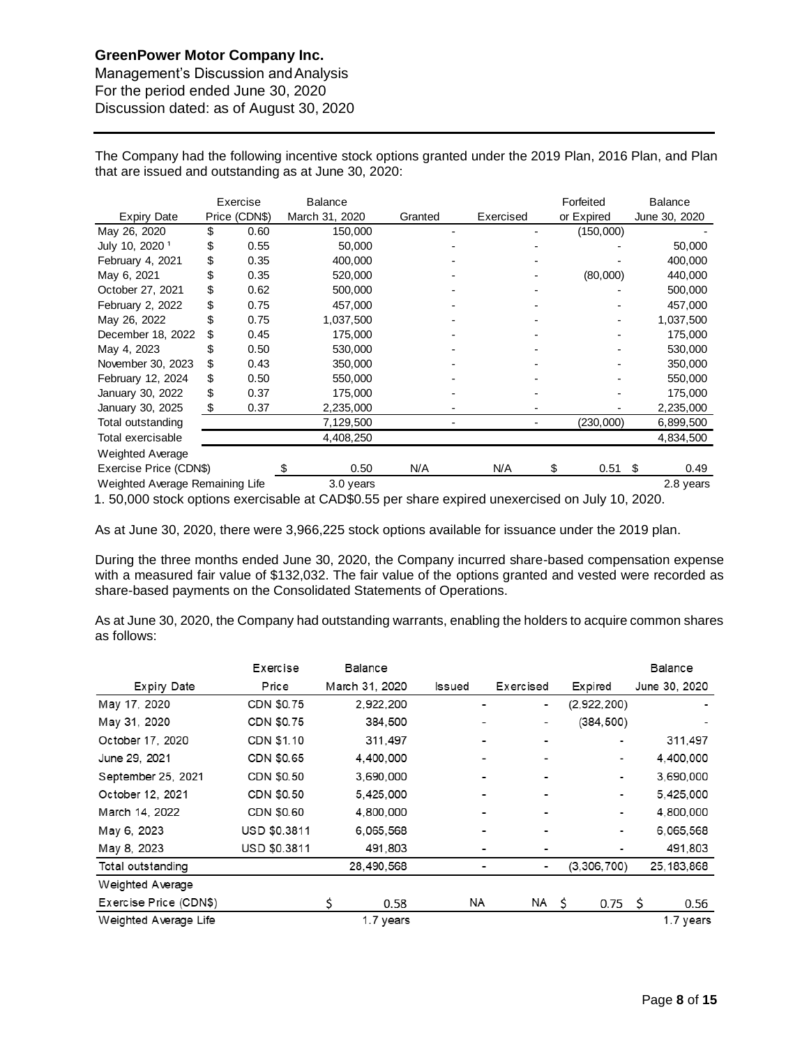The Company had the following incentive stock options granted under the 2019 Plan, 2016 Plan, and Plan that are issued and outstanding as at June 30, 2020:

| Expiry Date | Exercise Price (CDN$) | Balance March 31, 2020 | Granted | Exercised | Forfeited or Expired | Balance June 30, 2020 |
|---|---|---|---|---|---|---|
| May 26, 2020 | $ 0.60 | 150,000 | - | - | (150,000) | - |
| July 10, 2020 [1] | $ 0.55 | 50,000 | - | - | - | 50,000 |
| February 4, 2021 | $ 0.35 | 400,000 | - | - | - | 400,000 |
| May 6, 2021 | $ 0.35 | 520,000 | - | - | (80,000) | 440,000 |
| October 27, 2021 | $ 0.62 | 500,000 | - | - | - | 500,000 |
| February 2, 2022 | $ 0.75 | 457,000 | - | - | - | 457,000 |
| May 26, 2022 | $ 0.75 | 1,037,500 | - | - | - | 1,037,500 |
| December 18, 2022 | $ 0.45 | 175,000 | - | - | - | 175,000 |
| May 4, 2023 | $ 0.50 | 530,000 | - | - | - | 530,000 |
| November 30, 2023 | $ 0.43 | 350,000 | - | - | - | 350,000 |
| February 12, 2024 | $ 0.50 | 550,000 | - | - | - | 550,000 |
| January 30, 2022 | $ 0.37 | 175,000 | - | - | - | 175,000 |
| January 30, 2025 | $ 0.37 | 2,235,000 | - | - | - | 2,235,000 |
| Total outstanding | | 7,129,500 | - | - | (230,000) | 6,899,500 |
| Total exercisable | | 4,408,250 | | | | 4,834,500 |
| Weighted Average Exercise Price (CDN$) | | $ 0.50 | N/A | N/A | $ 0.51 | $ 0.49 |
| Weighted Average Remaining Life | | 3.0 years | | | | 2.8 years |

1. 50,000 stock options exercisable at CAD$0.55 per share expired unexercised on July 10, 2020.

As at June 30, 2020, there were 3,966,225 stock options available for issuance under the 2019 plan.

During the three months ended June 30, 2020, the Company incurred share-based compensation expense with a measured fair value of $132,032. The fair value of the options granted and vested were recorded as share-based payments on the Consolidated Statements of Operations.

As at June 30, 2020, the Company had outstanding warrants, enabling the holders to acquire common shares as follows:

| Expiry Date | Exercise Price | Balance March 31, 2020 | Issued | Exercised | Expired | Balance June 30, 2020 |
|---|---|---|---|---|---|---|
| May 17, 2020 | CDN $0.75 | 2,922,200 | - | - | (2,922,200) | - |
| May 31, 2020 | CDN $0.75 | 384,500 | - | - | (384,500) | - |
| October 17, 2020 | CDN $1.10 | 311,497 | - | - | - | 311,497 |
| June 29, 2021 | CDN $0.65 | 4,400,000 | - | - | - | 4,400,000 |
| September 25, 2021 | CDN $0.50 | 3,690,000 | - | - | - | 3,690,000 |
| October 12, 2021 | CDN $0.50 | 5,425,000 | - | - | - | 5,425,000 |
| March 14, 2022 | CDN $0.60 | 4,800,000 | - | - | - | 4,800,000 |
| May 6, 2023 | USD $0.3811 | 6,065,568 | - | - | - | 6,065,568 |
| May 8, 2023 | USD $0.3811 | 491,803 | - | - | - | 491,803 |
| Total outstanding | | 28,490,568 | - | - | (3,306,700) | 25,183,868 |
| Weighted Average Exercise Price (CDN$) | | $ 0.58 | NA | NA | $ 0.75 | $ 0.56 |
| Weighted Average Life | | 1.7 years | | | | 1.7 years |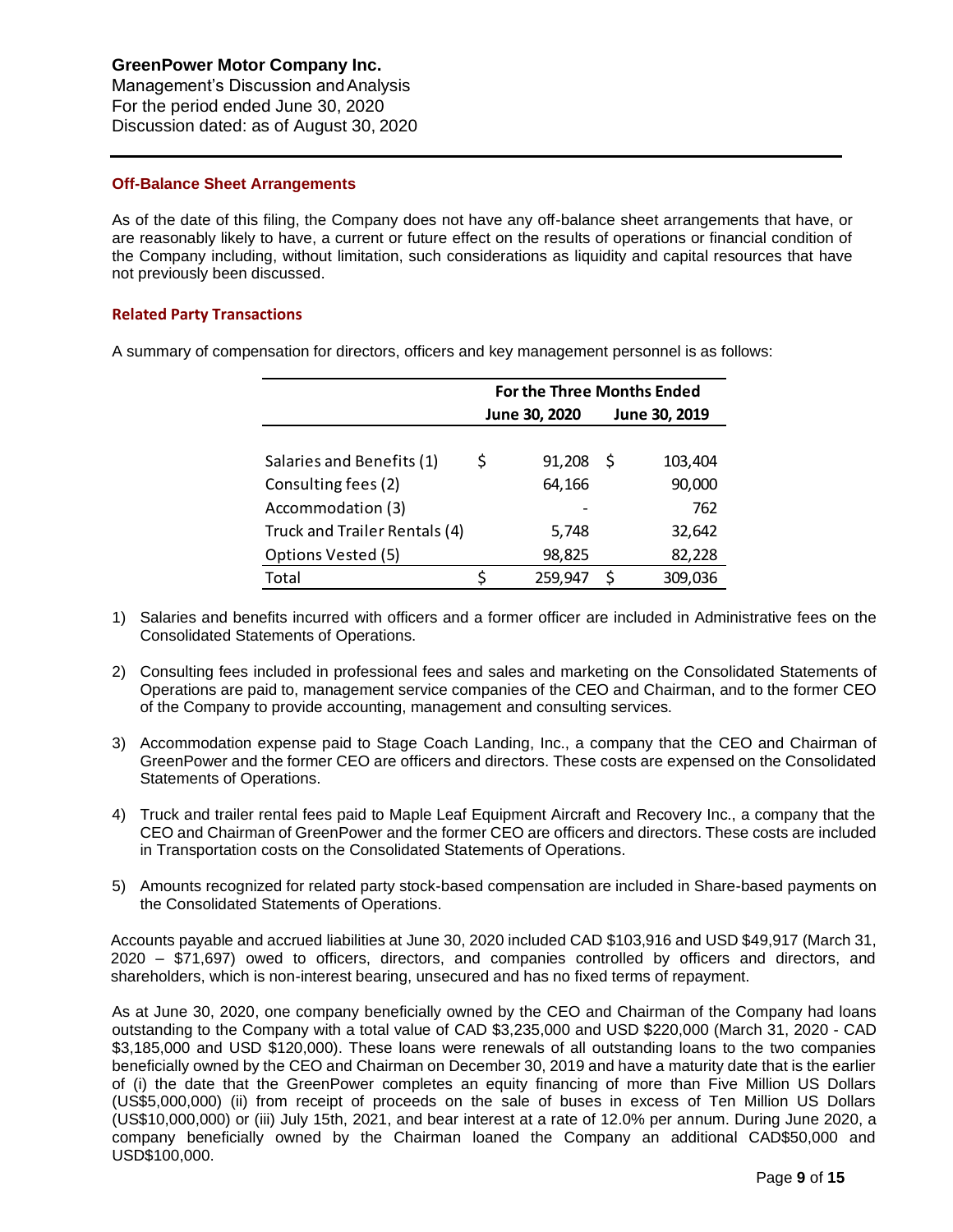## Off-Balance Sheet Arrangements

As of the date of this filing, the Company does not have any off-balance sheet arrangements that have, or are reasonably likely to have, a current or future effect on the results of operations or financial condition of the Company including, without limitation, such considerations as liquidity and capital resources that have not previously been discussed.

## Related Party Transactions

A summary of compensation for directors, officers and key management personnel is as follows:

| | For the Three Months Ended | |
|---|---|---|
| | June 30, 2020 | June 30, 2019 |
| Salaries and Benefits (1) | $ 91,208 | $ 103,404 |
| Consulting fees (2) | 64,166 | 90,000 |
| Accommodation (3) | - | 762 |
| Truck and Trailer Rentals (4) | 5,748 | 32,642 |
| Options Vested (5) | 98,825 | 82,228 |
| Total | $ 259,947 | $ 309,036 |

1) Salaries and benefits incurred with officers and a former officer are included in Administrative fees on the Consolidated Statements of Operations.

2) Consulting fees included in professional fees and sales and marketing on the Consolidated Statements of Operations are paid to, management service companies of the CEO and Chairman, and to the former CEO of the Company to provide accounting, management and consulting services.

3) Accommodation expense paid to Stage Coach Landing, Inc., a company that the CEO and Chairman of GreenPower and the former CEO are officers and directors. These costs are expensed on the Consolidated Statements of Operations.

4) Truck and trailer rental fees paid to Maple Leaf Equipment Aircraft and Recovery Inc., a company that the CEO and Chairman of GreenPower and the former CEO are officers and directors. These costs are included in Transportation costs on the Consolidated Statements of Operations.

5) Amounts recognized for related party stock-based compensation are included in Share-based payments on the Consolidated Statements of Operations.

Accounts payable and accrued liabilities at June 30, 2020 included CAD $103,916 and USD $49,917 (March 31, 2020 – $71,697) owed to officers, directors, and companies controlled by officers and directors, and shareholders, which is non-interest bearing, unsecured and has no fixed terms of repayment.

As at June 30, 2020, one company beneficially owned by the CEO and Chairman of the Company had loans outstanding to the Company with a total value of CAD $3,235,000 and USD $220,000 (March 31, 2020 - CAD $3,185,000 and USD $120,000). These loans were renewals of all outstanding loans to the two companies beneficially owned by the CEO and Chairman on December 30, 2019 and have a maturity date that is the earlier of (i) the date that the GreenPower completes an equity financing of more than Five Million US Dollars (US$5,000,000) (ii) from receipt of proceeds on the sale of buses in excess of Ten Million US Dollars (US$10,000,000) or (iii) July 15th, 2021, and bear interest at a rate of 12.0% per annum. During June 2020, a company beneficially owned by the Chairman loaned the Company an additional CAD$50,000 and USD$100,000.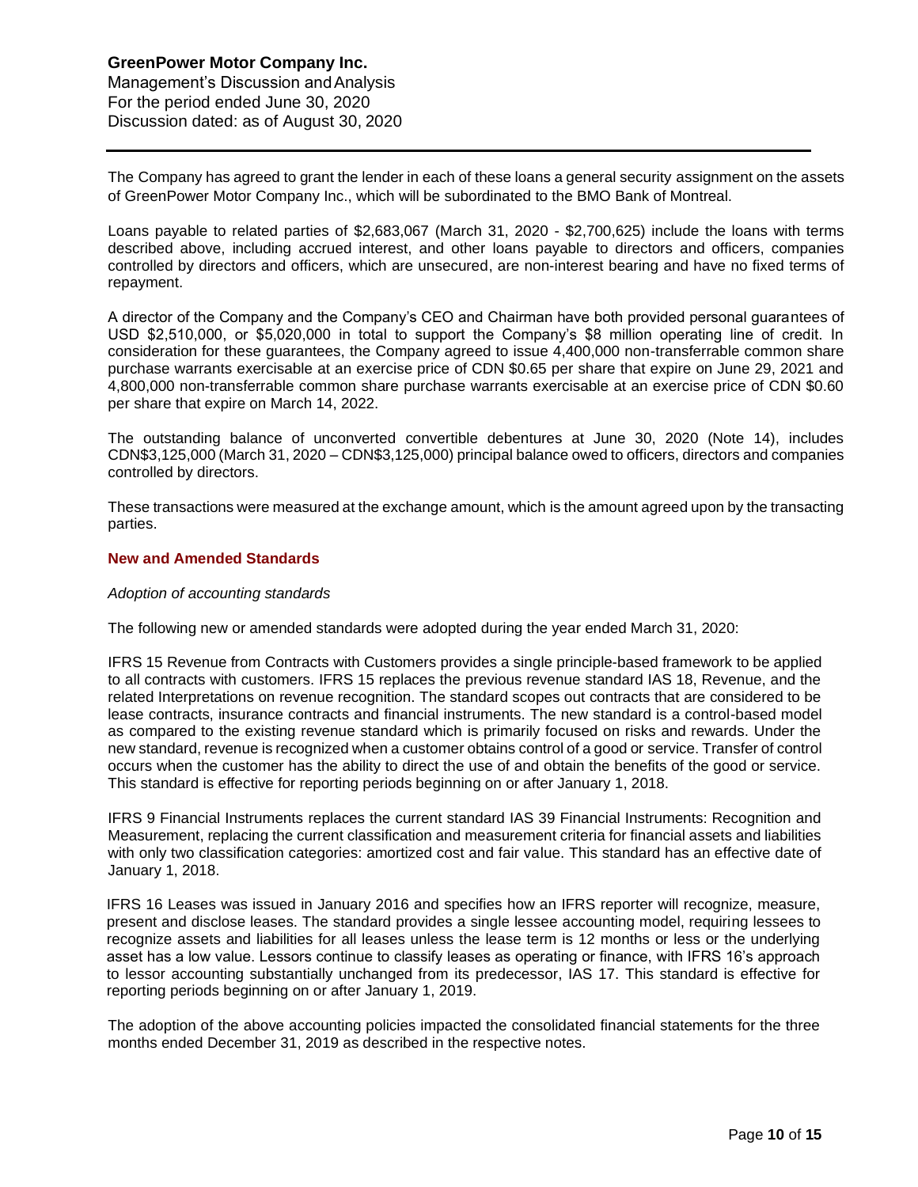The Company has agreed to grant the lender in each of these loans a general security assignment on the assets of GreenPower Motor Company Inc., which will be subordinated to the BMO Bank of Montreal.

Loans payable to related parties of $2,683,067 (March 31, 2020 - $2,700,625) include the loans with terms described above, including accrued interest, and other loans payable to directors and officers, companies controlled by directors and officers, which are unsecured, are non-interest bearing and have no fixed terms of repayment.

A director of the Company and the Company's CEO and Chairman have both provided personal guarantees of USD $2,510,000, or $5,020,000 in total to support the Company's $8 million operating line of credit. In consideration for these guarantees, the Company agreed to issue 4,400,000 non-transferrable common share purchase warrants exercisable at an exercise price of CDN $0.65 per share that expire on June 29, 2021 and 4,800,000 non-transferrable common share purchase warrants exercisable at an exercise price of CDN $0.60 per share that expire on March 14, 2022.

The outstanding balance of unconverted convertible debentures at June 30, 2020 (Note 14), includes CDN$3,125,000 (March 31, 2020 – CDN$3,125,000) principal balance owed to officers, directors and companies controlled by directors.

These transactions were measured at the exchange amount, which is the amount agreed upon by the transacting parties.

## New and Amended Standards

*Adoption of accounting standards*

The following new or amended standards were adopted during the year ended March 31, 2020:

IFRS 15 Revenue from Contracts with Customers provides a single principle-based framework to be applied to all contracts with customers. IFRS 15 replaces the previous revenue standard IAS 18, Revenue, and the related Interpretations on revenue recognition. The standard scopes out contracts that are considered to be lease contracts, insurance contracts and financial instruments. The new standard is a control-based model as compared to the existing revenue standard which is primarily focused on risks and rewards. Under the new standard, revenue is recognized when a customer obtains control of a good or service. Transfer of control occurs when the customer has the ability to direct the use of and obtain the benefits of the good or service. This standard is effective for reporting periods beginning on or after January 1, 2018.

IFRS 9 Financial Instruments replaces the current standard IAS 39 Financial Instruments: Recognition and Measurement, replacing the current classification and measurement criteria for financial assets and liabilities with only two classification categories: amortized cost and fair value. This standard has an effective date of January 1, 2018.

IFRS 16 Leases was issued in January 2016 and specifies how an IFRS reporter will recognize, measure, present and disclose leases. The standard provides a single lessee accounting model, requiring lessees to recognize assets and liabilities for all leases unless the lease term is 12 months or less or the underlying asset has a low value. Lessors continue to classify leases as operating or finance, with IFRS 16's approach to lessor accounting substantially unchanged from its predecessor, IAS 17. This standard is effective for reporting periods beginning on or after January 1, 2019.

The adoption of the above accounting policies impacted the consolidated financial statements for the three months ended December 31, 2019 as described in the respective notes.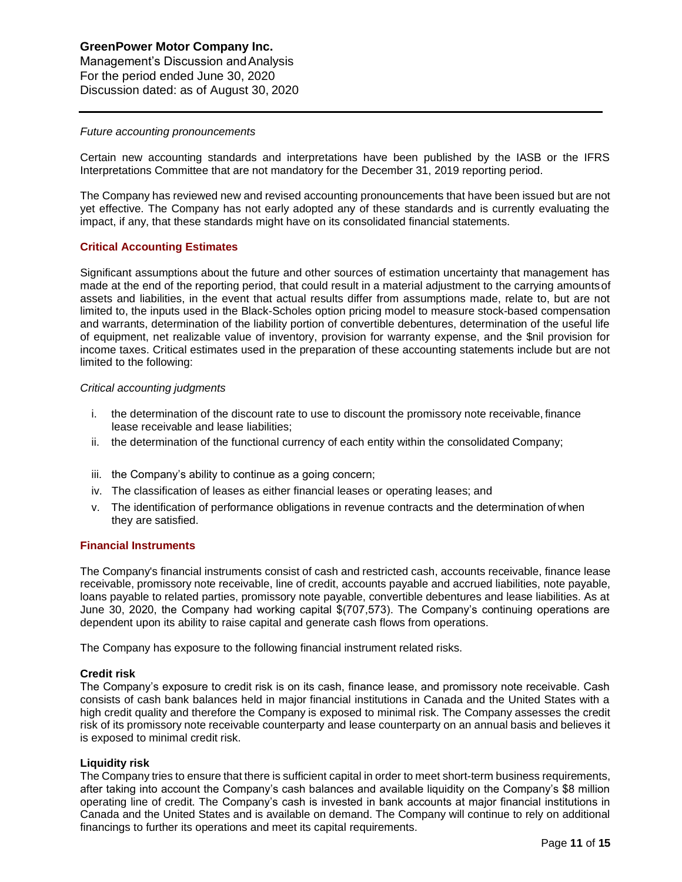*Future accounting pronouncements*

Certain new accounting standards and interpretations have been published by the IASB or the IFRS Interpretations Committee that are not mandatory for the December 31, 2019 reporting period.

The Company has reviewed new and revised accounting pronouncements that have been issued but are not yet effective. The Company has not early adopted any of these standards and is currently evaluating the impact, if any, that these standards might have on its consolidated financial statements.

## Critical Accounting Estimates

Significant assumptions about the future and other sources of estimation uncertainty that management has made at the end of the reporting period, that could result in a material adjustment to the carrying amounts of assets and liabilities, in the event that actual results differ from assumptions made, relate to, but are not limited to, the inputs used in the Black-Scholes option pricing model to measure stock-based compensation and warrants, determination of the liability portion of convertible debentures, determination of the useful life of equipment, net realizable value of inventory, provision for warranty expense, and the $nil provision for income taxes. Critical estimates used in the preparation of these accounting statements include but are not limited to the following:

*Critical accounting judgments*

i. the determination of the discount rate to use to discount the promissory note receivable, finance lease receivable and lease liabilities;
ii. the determination of the functional currency of each entity within the consolidated Company;
iii. the Company's ability to continue as a going concern;
iv. The classification of leases as either financial leases or operating leases; and
v. The identification of performance obligations in revenue contracts and the determination of when they are satisfied.

## Financial Instruments

The Company's financial instruments consist of cash and restricted cash, accounts receivable, finance lease receivable, promissory note receivable, line of credit, accounts payable and accrued liabilities, note payable, loans payable to related parties, promissory note payable, convertible debentures and lease liabilities. As at June 30, 2020, the Company had working capital $(707,573). The Company's continuing operations are dependent upon its ability to raise capital and generate cash flows from operations.

The Company has exposure to the following financial instrument related risks.

**Credit risk**
The Company's exposure to credit risk is on its cash, finance lease, and promissory note receivable. Cash consists of cash bank balances held in major financial institutions in Canada and the United States with a high credit quality and therefore the Company is exposed to minimal risk. The Company assesses the credit risk of its promissory note receivable counterparty and lease counterparty on an annual basis and believes it is exposed to minimal credit risk.

**Liquidity risk**
The Company tries to ensure that there is sufficient capital in order to meet short-term business requirements, after taking into account the Company's cash balances and available liquidity on the Company's $8 million operating line of credit. The Company's cash is invested in bank accounts at major financial institutions in Canada and the United States and is available on demand. The Company will continue to rely on additional financings to further its operations and meet its capital requirements.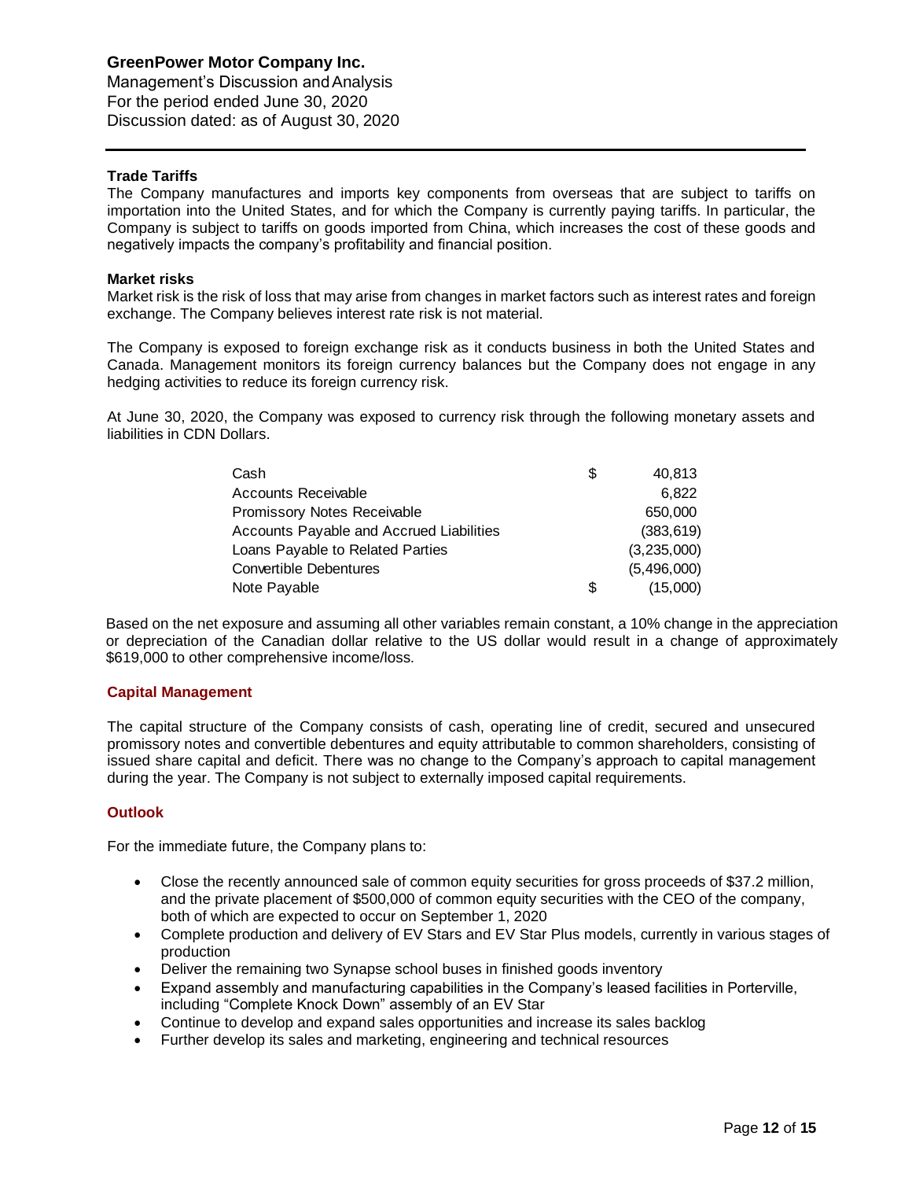### Trade Tariffs

The Company manufactures and imports key components from overseas that are subject to tariffs on importation into the United States, and for which the Company is currently paying tariffs. In particular, the Company is subject to tariffs on goods imported from China, which increases the cost of these goods and negatively impacts the company's profitability and financial position.

### Market risks

Market risk is the risk of loss that may arise from changes in market factors such as interest rates and foreign exchange. The Company believes interest rate risk is not material.

The Company is exposed to foreign exchange risk as it conducts business in both the United States and Canada. Management monitors its foreign currency balances but the Company does not engage in any hedging activities to reduce its foreign currency risk.

At June 30, 2020, the Company was exposed to currency risk through the following monetary assets and liabilities in CDN Dollars.

| | | |
|---|---|---|
| Cash | $ | 40,813 |
| Accounts Receivable | | 6,822 |
| Promissory Notes Receivable | | 650,000 |
| Accounts Payable and Accrued Liabilities | | (383,619) |
| Loans Payable to Related Parties | | (3,235,000) |
| Convertible Debentures | | (5,496,000) |
| Note Payable | $ | (15,000) |

Based on the net exposure and assuming all other variables remain constant, a 10% change in the appreciation or depreciation of the Canadian dollar relative to the US dollar would result in a change of approximately $619,000 to other comprehensive income/loss.

## Capital Management

The capital structure of the Company consists of cash, operating line of credit, secured and unsecured promissory notes and convertible debentures and equity attributable to common shareholders, consisting of issued share capital and deficit. There was no change to the Company's approach to capital management during the year. The Company is not subject to externally imposed capital requirements.

## Outlook

For the immediate future, the Company plans to:

- Close the recently announced sale of common equity securities for gross proceeds of $37.2 million, and the private placement of $500,000 of common equity securities with the CEO of the company, both of which are expected to occur on September 1, 2020
- Complete production and delivery of EV Stars and EV Star Plus models, currently in various stages of production
- Deliver the remaining two Synapse school buses in finished goods inventory
- Expand assembly and manufacturing capabilities in the Company's leased facilities in Porterville, including "Complete Knock Down" assembly of an EV Star
- Continue to develop and expand sales opportunities and increase its sales backlog
- Further develop its sales and marketing, engineering and technical resources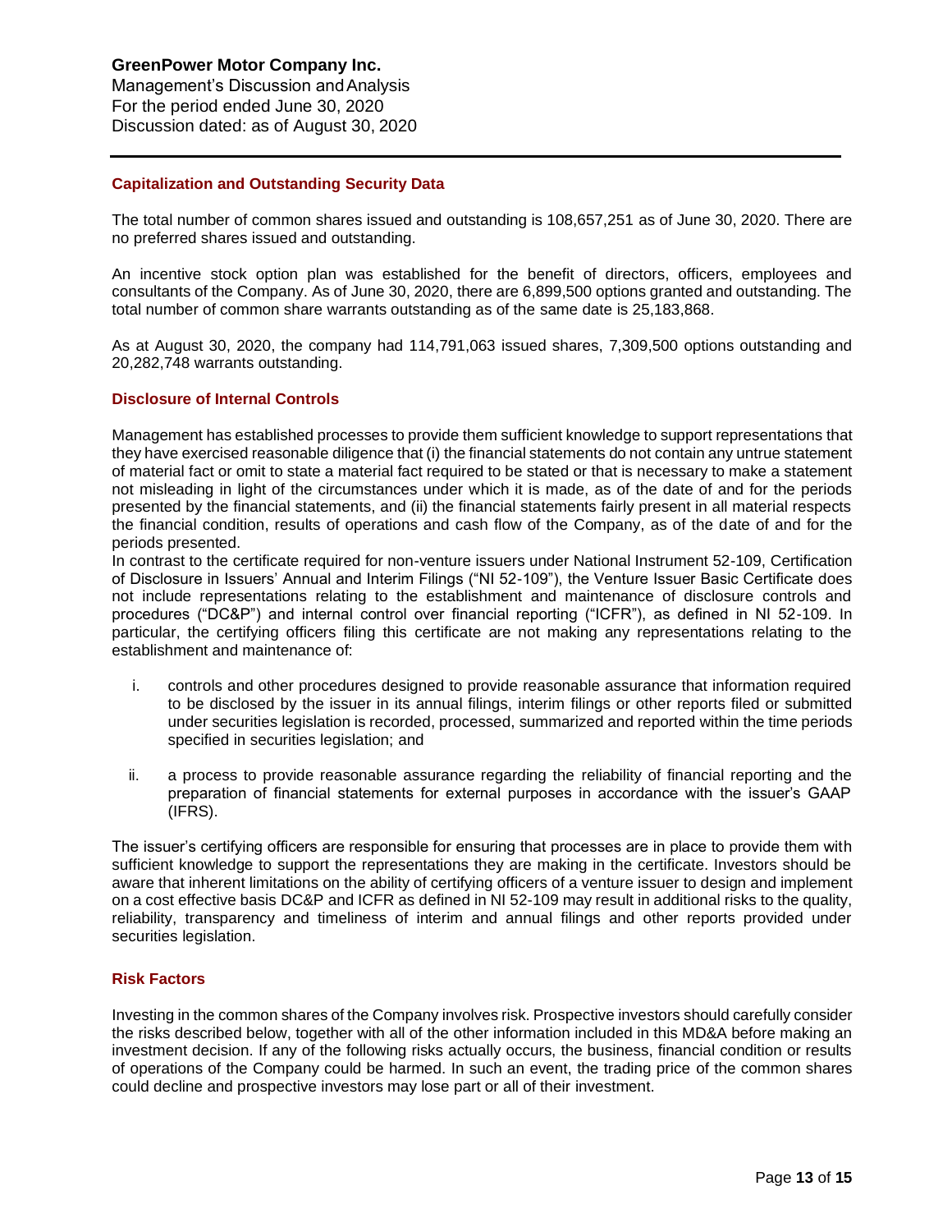## Capitalization and Outstanding Security Data

The total number of common shares issued and outstanding is 108,657,251 as of June 30, 2020. There are no preferred shares issued and outstanding.

An incentive stock option plan was established for the benefit of directors, officers, employees and consultants of the Company. As of June 30, 2020, there are 6,899,500 options granted and outstanding. The total number of common share warrants outstanding as of the same date is 25,183,868.

As at August 30, 2020, the company had 114,791,063 issued shares, 7,309,500 options outstanding and 20,282,748 warrants outstanding.

## Disclosure of Internal Controls

Management has established processes to provide them sufficient knowledge to support representations that they have exercised reasonable diligence that (i) the financial statements do not contain any untrue statement of material fact or omit to state a material fact required to be stated or that is necessary to make a statement not misleading in light of the circumstances under which it is made, as of the date of and for the periods presented by the financial statements, and (ii) the financial statements fairly present in all material respects the financial condition, results of operations and cash flow of the Company, as of the date of and for the periods presented.

In contrast to the certificate required for non-venture issuers under National Instrument 52-109, Certification of Disclosure in Issuers' Annual and Interim Filings ("NI 52-109"), the Venture Issuer Basic Certificate does not include representations relating to the establishment and maintenance of disclosure controls and procedures ("DC&P") and internal control over financial reporting ("ICFR"), as defined in NI 52-109. In particular, the certifying officers filing this certificate are not making any representations relating to the establishment and maintenance of:

i. controls and other procedures designed to provide reasonable assurance that information required to be disclosed by the issuer in its annual filings, interim filings or other reports filed or submitted under securities legislation is recorded, processed, summarized and reported within the time periods specified in securities legislation; and

ii. a process to provide reasonable assurance regarding the reliability of financial reporting and the preparation of financial statements for external purposes in accordance with the issuer's GAAP (IFRS).

The issuer's certifying officers are responsible for ensuring that processes are in place to provide them with sufficient knowledge to support the representations they are making in the certificate. Investors should be aware that inherent limitations on the ability of certifying officers of a venture issuer to design and implement on a cost effective basis DC&P and ICFR as defined in NI 52-109 may result in additional risks to the quality, reliability, transparency and timeliness of interim and annual filings and other reports provided under securities legislation.

## Risk Factors

Investing in the common shares of the Company involves risk. Prospective investors should carefully consider the risks described below, together with all of the other information included in this MD&A before making an investment decision. If any of the following risks actually occurs, the business, financial condition or results of operations of the Company could be harmed. In such an event, the trading price of the common shares could decline and prospective investors may lose part or all of their investment.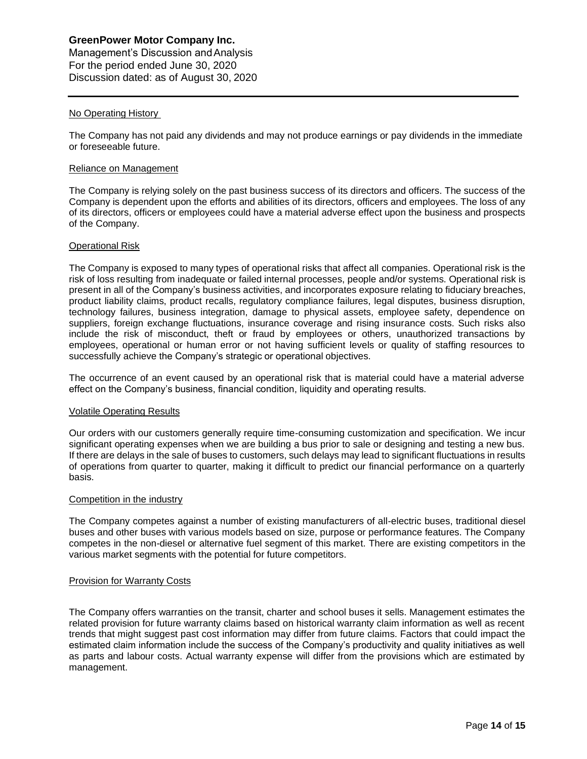### No Operating History

The Company has not paid any dividends and may not produce earnings or pay dividends in the immediate or foreseeable future.

### Reliance on Management

The Company is relying solely on the past business success of its directors and officers. The success of the Company is dependent upon the efforts and abilities of its directors, officers and employees. The loss of any of its directors, officers or employees could have a material adverse effect upon the business and prospects of the Company.

### Operational Risk

The Company is exposed to many types of operational risks that affect all companies. Operational risk is the risk of loss resulting from inadequate or failed internal processes, people and/or systems. Operational risk is present in all of the Company's business activities, and incorporates exposure relating to fiduciary breaches, product liability claims, product recalls, regulatory compliance failures, legal disputes, business disruption, technology failures, business integration, damage to physical assets, employee safety, dependence on suppliers, foreign exchange fluctuations, insurance coverage and rising insurance costs. Such risks also include the risk of misconduct, theft or fraud by employees or others, unauthorized transactions by employees, operational or human error or not having sufficient levels or quality of staffing resources to successfully achieve the Company's strategic or operational objectives.

The occurrence of an event caused by an operational risk that is material could have a material adverse effect on the Company's business, financial condition, liquidity and operating results.

### Volatile Operating Results

Our orders with our customers generally require time-consuming customization and specification. We incur significant operating expenses when we are building a bus prior to sale or designing and testing a new bus. If there are delays in the sale of buses to customers, such delays may lead to significant fluctuations in results of operations from quarter to quarter, making it difficult to predict our financial performance on a quarterly basis.

### Competition in the industry

The Company competes against a number of existing manufacturers of all-electric buses, traditional diesel buses and other buses with various models based on size, purpose or performance features. The Company competes in the non-diesel or alternative fuel segment of this market. There are existing competitors in the various market segments with the potential for future competitors.

### Provision for Warranty Costs

The Company offers warranties on the transit, charter and school buses it sells. Management estimates the related provision for future warranty claims based on historical warranty claim information as well as recent trends that might suggest past cost information may differ from future claims. Factors that could impact the estimated claim information include the success of the Company's productivity and quality initiatives as well as parts and labour costs. Actual warranty expense will differ from the provisions which are estimated by management.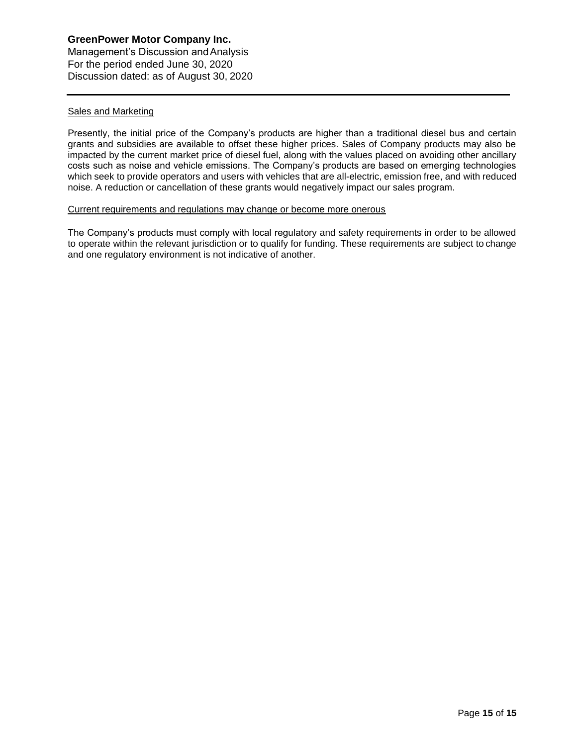Sales and Marketing

Presently, the initial price of the Company's products are higher than a traditional diesel bus and certain grants and subsidies are available to offset these higher prices. Sales of Company products may also be impacted by the current market price of diesel fuel, along with the values placed on avoiding other ancillary costs such as noise and vehicle emissions. The Company's products are based on emerging technologies which seek to provide operators and users with vehicles that are all-electric, emission free, and with reduced noise. A reduction or cancellation of these grants would negatively impact our sales program.

Current requirements and regulations may change or become more onerous

The Company's products must comply with local regulatory and safety requirements in order to be allowed to operate within the relevant jurisdiction or to qualify for funding. These requirements are subject to change and one regulatory environment is not indicative of another.